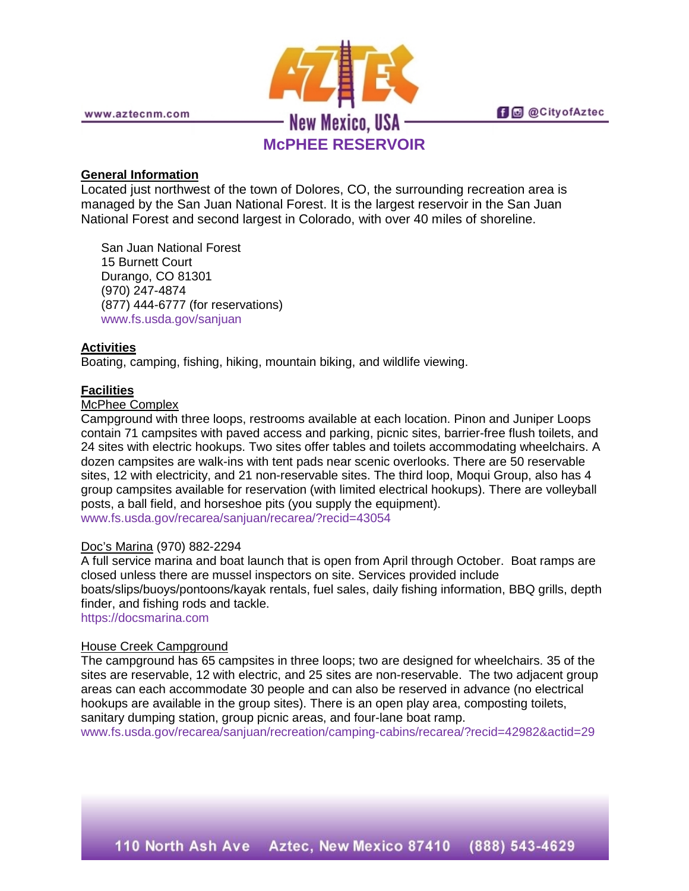# McPHEE RESERVOIR

## General Information

Located just northwest of the town of Dolores, CO, the surrounding recreation area is managed by the San Juan National Forest. It is the largest reservoir in the San Juan National Forest and second largest in Colorado, with over 40 miles of shoreline.

San Juan National Forest
15 Burnett Court
Durango, CO 81301
(970) 247-4874
(877) 444-6777 (for reservations)
www.fs.usda.gov/sanjuan

## Activities

Boating, camping, fishing, hiking, mountain biking, and wildlife viewing.

## Facilities

### McPhee Complex

Campground with three loops, restrooms available at each location. Pinon and Juniper Loops contain 71 campsites with paved access and parking, picnic sites, barrier-free flush toilets, and 24 sites with electric hookups. Two sites offer tables and toilets accommodating wheelchairs. A dozen campsites are walk-ins with tent pads near scenic overlooks. There are 50 reservable sites, 12 with electricity, and 21 non-reservable sites. The third loop, Moqui Group, also has 4 group campsites available for reservation (with limited electrical hookups). There are volleyball posts, a ball field, and horseshoe pits (you supply the equipment).
www.fs.usda.gov/recarea/sanjuan/recarea/?recid=43054

### Doc's Marina (970) 882-2294

A full service marina and boat launch that is open from April through October. Boat ramps are closed unless there are mussel inspectors on site. Services provided include boats/slips/buoys/pontoons/kayak rentals, fuel sales, daily fishing information, BBQ grills, depth finder, and fishing rods and tackle.
https://docsmarina.com

### House Creek Campground

The campground has 65 campsites in three loops; two are designed for wheelchairs. 35 of the sites are reservable, 12 with electric, and 25 sites are non-reservable. The two adjacent group areas can each accommodate 30 people and can also be reserved in advance (no electrical hookups are available in the group sites). There is an open play area, composting toilets, sanitary dumping station, group picnic areas, and four-lane boat ramp.
www.fs.usda.gov/recarea/sanjuan/recreation/camping-cabins/recarea/?recid=42982&actid=29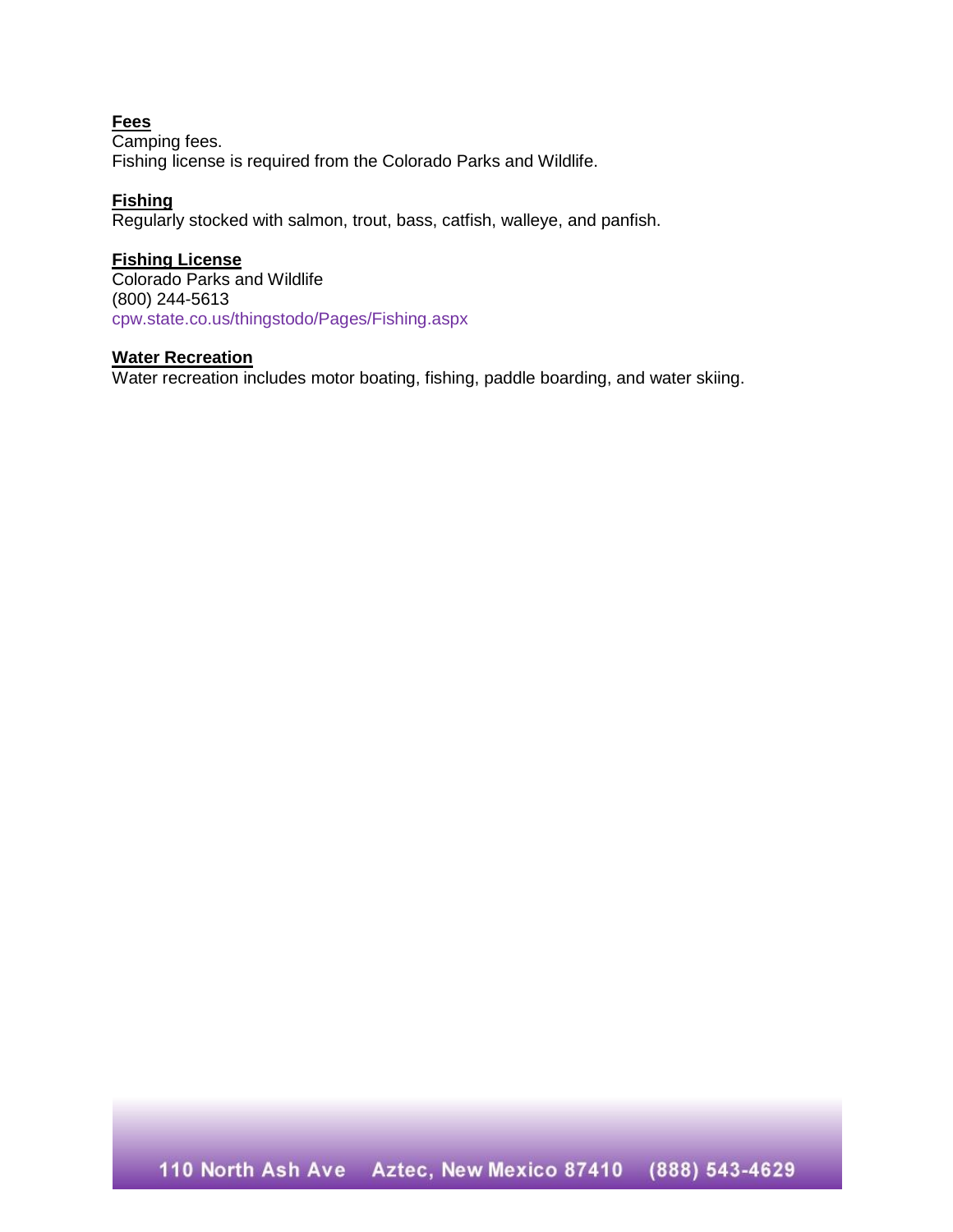**Fees**

Camping fees.
Fishing license is required from the Colorado Parks and Wildlife.

**Fishing**

Regularly stocked with salmon, trout, bass, catfish, walleye, and panfish.

**Fishing License**

Colorado Parks and Wildlife
(800) 244-5613
cpw.state.co.us/thingstodo/Pages/Fishing.aspx

**Water Recreation**

Water recreation includes motor boating, fishing, paddle boarding, and water skiing.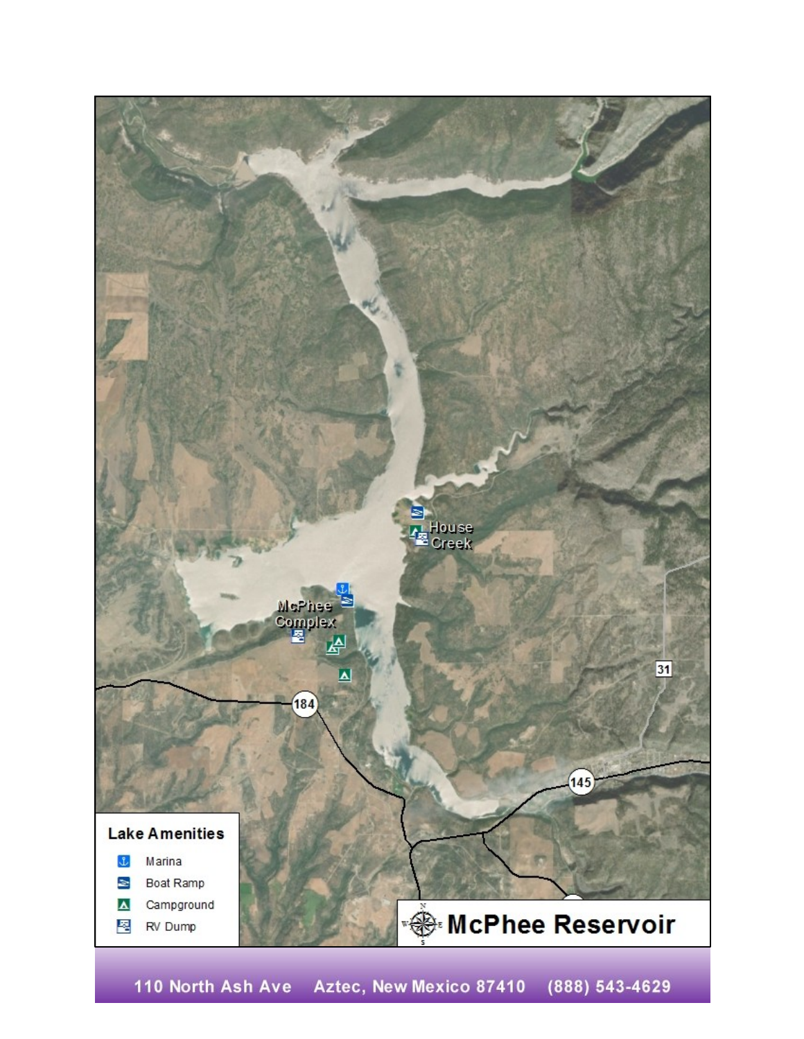House Creek

McPhee Complex

184

31

145

**Lake Amenities**

Marina

Boat Ramp

Campground

RV Dump

# McPhee Reservoir

110 North Ash Ave Aztec, New Mexico 87410 (888) 543-4629